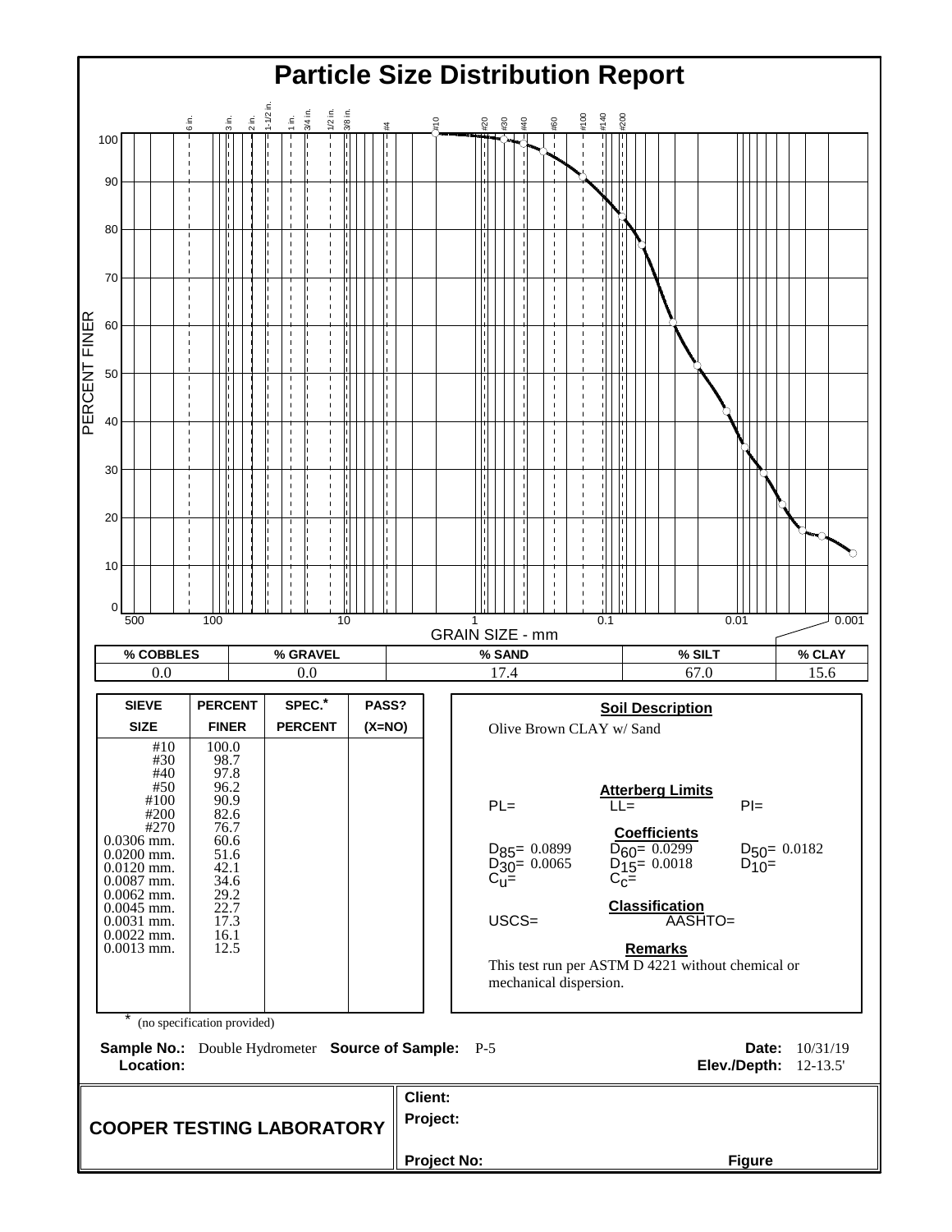# Particle Size Distribution Report

| % COBBLES | % GRAVEL | % SAND | % SILT | % CLAY |
|---|---|---|---|---|
| 0.0 | 0.0 | 17.4 | 67.0 | 15.6 |

| SIEVE SIZE | PERCENT FINER | SPEC.* PERCENT | PASS? (X=NO) |
|---|---|---|---|
| #10 | 100.0 | | |
| #30 | 98.7 | | |
| #40 | 97.8 | | |
| #50 | 96.2 | | |
| #100 | 90.9 | | |
| #200 | 82.6 | | |
| #270 | 76.7 | | |
| 0.0306 mm. | 60.6 | | |
| 0.0200 mm. | 51.6 | | |
| 0.0120 mm. | 42.1 | | |
| 0.0087 mm. | 34.6 | | |
| 0.0062 mm. | 29.2 | | |
| 0.0045 mm. | 22.7 | | |
| 0.0031 mm. | 17.3 | | |
| 0.0022 mm. | 16.1 | | |
| 0.0013 mm. | 12.5 | | |

\* (no specification provided)

**Soil Description**

Olive Brown CLAY w/ Sand

**Atterberg Limits**

PL= LL= PI=

**Coefficients**

$D_{85}$= 0.0899 $D_{60}$= 0.0299 $D_{50}$= 0.0182

$D_{30}$= 0.0065 $D_{15}$= 0.0018 $D_{10}$=

$C_u$= $C_c$=

**Classification**

USCS= AASHTO=

**Remarks**

This test run per ASTM D 4221 without chemical or mechanical dispersion.

**Sample No.:** Double Hydrometer **Source of Sample:** P-5 **Date:** 10/31/19

**Location:** **Elev./Depth:** 12-13.5'

**COOPER TESTING LABORATORY**

**Client:**

**Project:**

**Project No:** **Figure**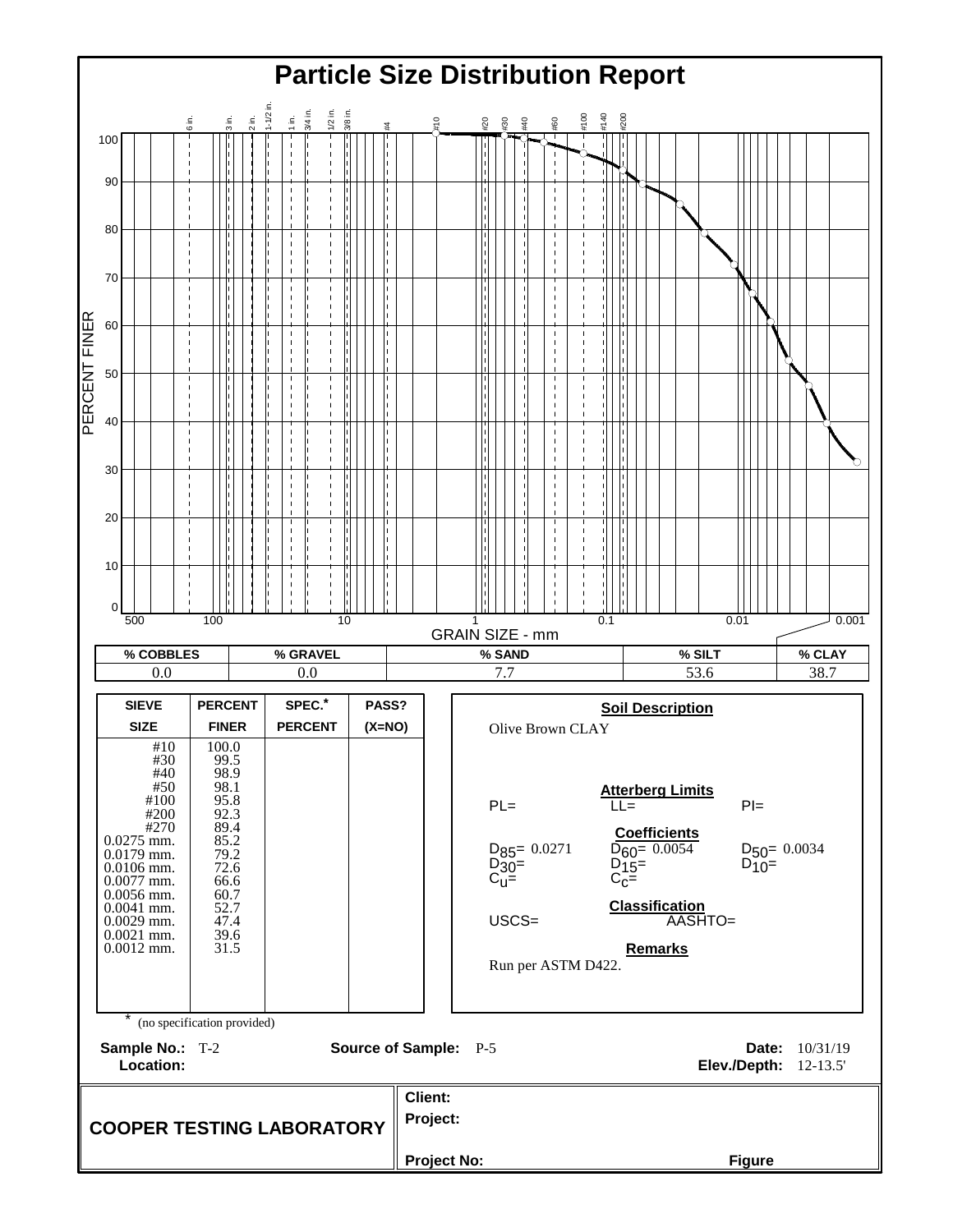# Particle Size Distribution Report

6 in. 3 in. 2 in. 1-1/2 in. 1 in. 3/4 in. 1/2 in. 3/8 in. #4 #10 #20 #30 #40 #60 #100 #140 #200

PERCENT FINER

100 90 80 70 60 50 40 30 20 10 0

500 100 10 1 0.1 0.01 0.001

GRAIN SIZE - mm

| % COBBLES | % GRAVEL | % SAND | % SILT | % CLAY |
|---|---|---|---|---|
| 0.0 | 0.0 | 7.7 | 53.6 | 38.7 |

| SIEVE SIZE | PERCENT FINER | SPEC.* PERCENT | PASS? (X=NO) |
|---|---|---|---|
| #10 | 100.0 | | |
| #30 | 99.5 | | |
| #40 | 98.9 | | |
| #50 | 98.1 | | |
| #100 | 95.8 | | |
| #200 | 92.3 | | |
| #270 | 89.4 | | |
| 0.0275 mm. | 85.2 | | |
| 0.0179 mm. | 79.2 | | |
| 0.0106 mm. | 72.6 | | |
| 0.0077 mm. | 66.6 | | |
| 0.0056 mm. | 60.7 | | |
| 0.0041 mm. | 52.7 | | |
| 0.0029 mm. | 47.4 | | |
| 0.0021 mm. | 39.6 | | |
| 0.0012 mm. | 31.5 | | |

* (no specification provided)

**Soil Description**

Olive Brown CLAY

**Atterberg Limits**

PL= LL= PI=

**Coefficients**

$D_{85}$= 0.0271 $D_{60}$= 0.0054 $D_{50}$= 0.0034

$D_{30}$= $D_{15}$= $D_{10}$=

$C_u$= $C_c$=

**Classification**

USCS= AASHTO=

**Remarks**

Run per ASTM D422.

**Sample No.:** T-2 **Source of Sample:** P-5 **Date:** 10/31/19

**Location:** **Elev./Depth:** 12-13.5'

**COOPER TESTING LABORATORY**

**Client:**

**Project:**

**Project No:** **Figure**